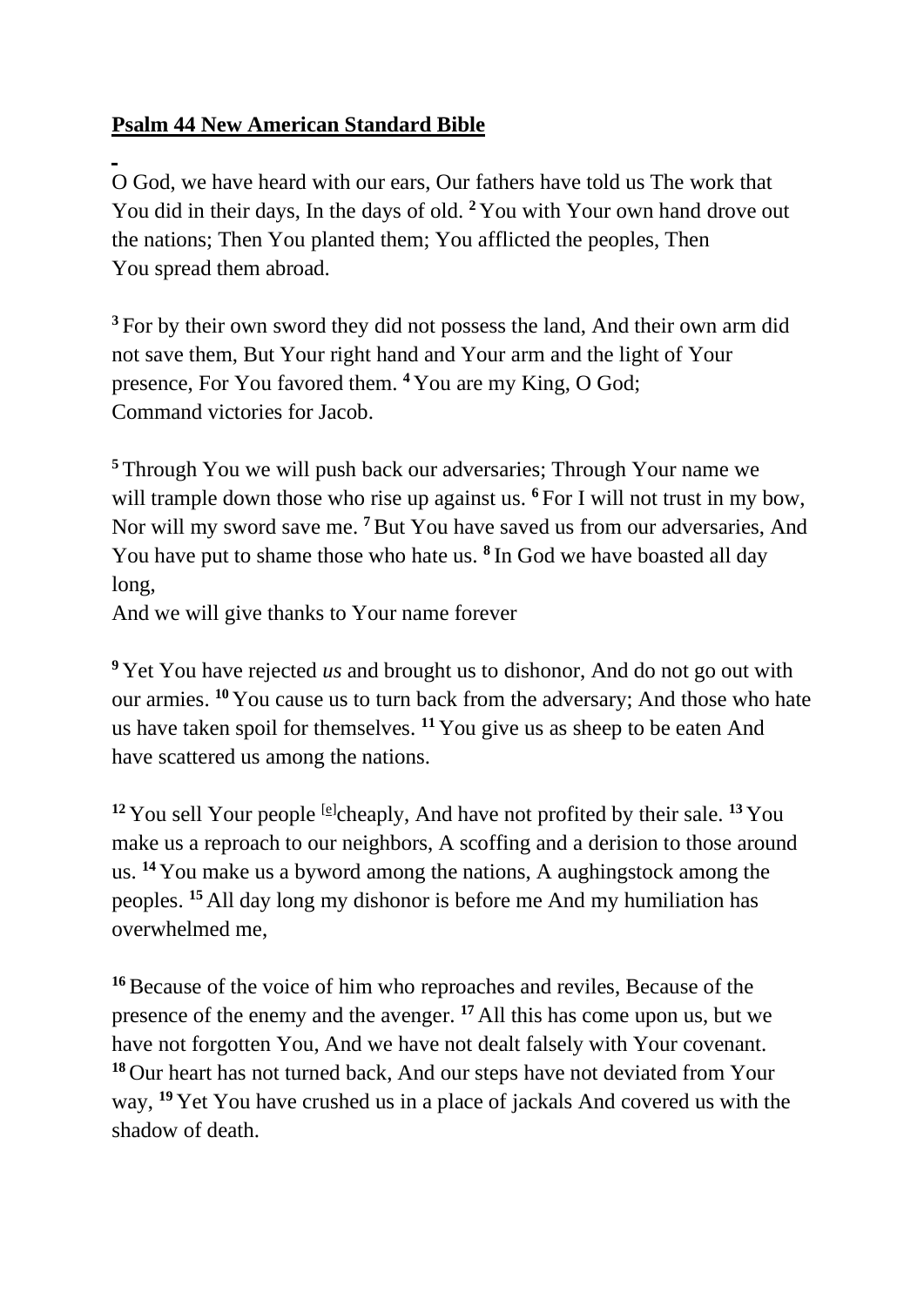**Psalm 44 New American Standard Bible**

O God, we have heard with our ears, Our fathers have told us The work that You did in their days, In the days of old. [2] You with Your own hand drove out the nations; Then You planted them; You afflicted the peoples, Then You spread them abroad.

[3] For by their own sword they did not possess the land, And their own arm did not save them, But Your right hand and Your arm and the light of Your presence, For You favored them. [4] You are my King, O God; Command victories for Jacob.

[5] Through You we will push back our adversaries; Through Your name we will trample down those who rise up against us. [6] For I will not trust in my bow, Nor will my sword save me. [7] But You have saved us from our adversaries, And You have put to shame those who hate us. [8] In God we have boasted all day long,
And we will give thanks to Your name forever

[9] Yet You have rejected *us* and brought us to dishonor, And do not go out with our armies. [10] You cause us to turn back from the adversary; And those who hate us have taken spoil for themselves. [11] You give us as sheep to be eaten And have scattered us among the nations.

[12] You sell Your people [e]cheaply, And have not profited by their sale. [13] You make us a reproach to our neighbors, A scoffing and a derision to those around us. [14] You make us a byword among the nations, A aughingstock among the peoples. [15] All day long my dishonor is before me And my humiliation has overwhelmed me,

[16] Because of the voice of him who reproaches and reviles, Because of the presence of the enemy and the avenger. [17] All this has come upon us, but we have not forgotten You, And we have not dealt falsely with Your covenant. [18] Our heart has not turned back, And our steps have not deviated from Your way, [19] Yet You have crushed us in a place of jackals And covered us with the shadow of death.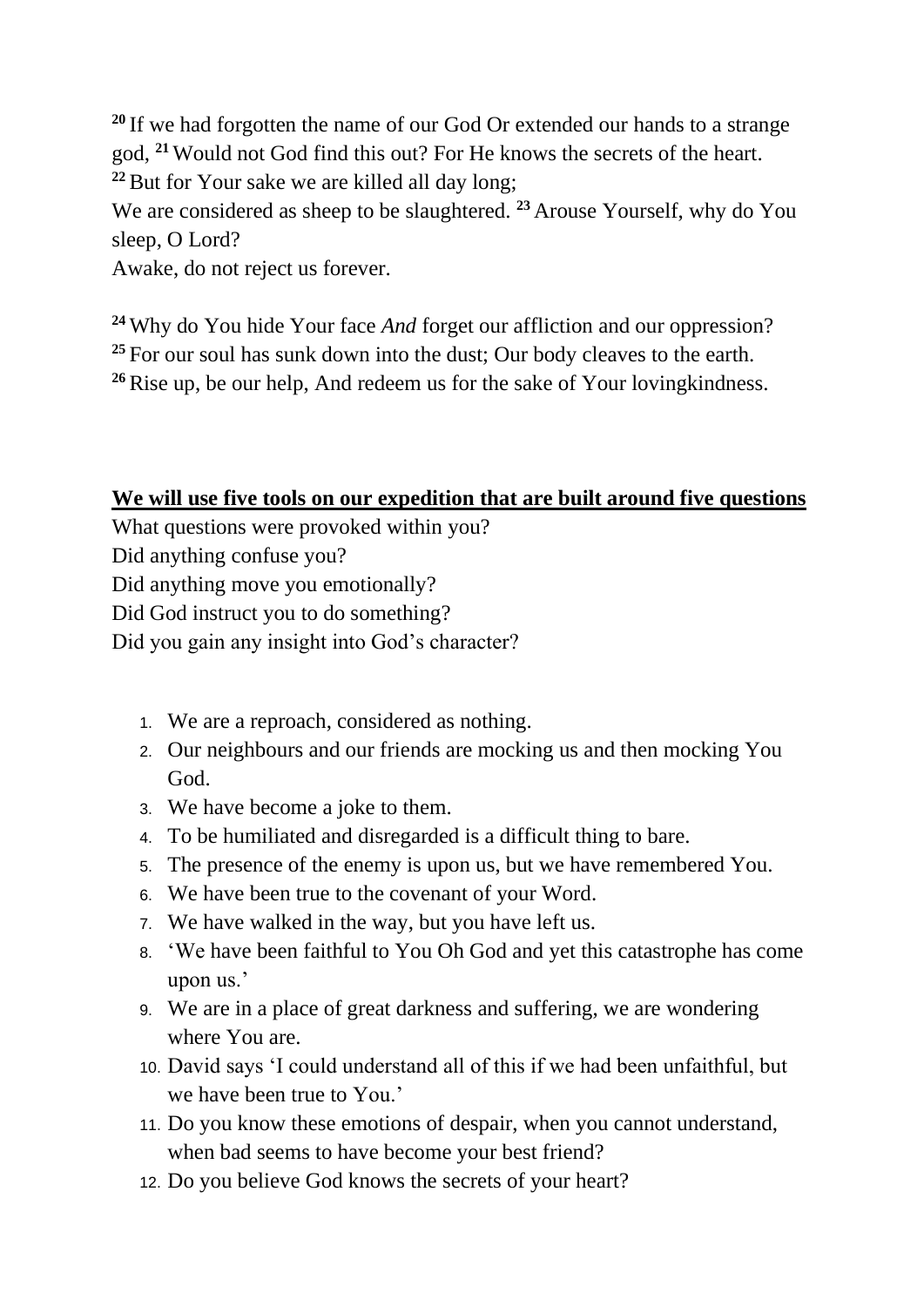[20] If we had forgotten the name of our God Or extended our hands to a strange god, [21] Would not God find this out? For He knows the secrets of the heart.
[22] But for Your sake we are killed all day long;
We are considered as sheep to be slaughtered. [23] Arouse Yourself, why do You sleep, O Lord?
Awake, do not reject us forever.

[24] Why do You hide Your face *And* forget our affliction and our oppression?
[25] For our soul has sunk down into the dust; Our body cleaves to the earth.
[26] Rise up, be our help, And redeem us for the sake of Your lovingkindness.

**<u>We will use five tools on our expedition that are built around five questions</u>**

What questions were provoked within you?
Did anything confuse you?
Did anything move you emotionally?
Did God instruct you to do something?
Did you gain any insight into God's character?

1. We are a reproach, considered as nothing.
2. Our neighbours and our friends are mocking us and then mocking You God.
3. We have become a joke to them.
4. To be humiliated and disregarded is a difficult thing to bare.
5. The presence of the enemy is upon us, but we have remembered You.
6. We have been true to the covenant of your Word.
7. We have walked in the way, but you have left us.
8. 'We have been faithful to You Oh God and yet this catastrophe has come upon us.'
9. We are in a place of great darkness and suffering, we are wondering where You are.
10. David says 'I could understand all of this if we had been unfaithful, but we have been true to You.'
11. Do you know these emotions of despair, when you cannot understand, when bad seems to have become your best friend?
12. Do you believe God knows the secrets of your heart?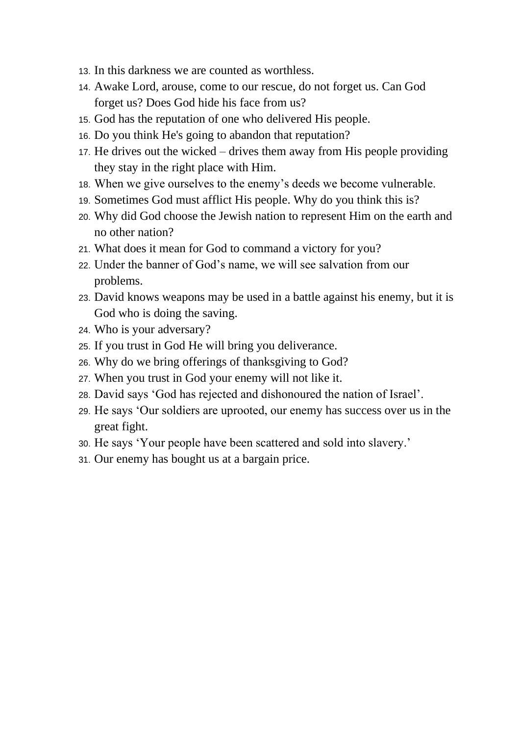13. In this darkness we are counted as worthless.
14. Awake Lord, arouse, come to our rescue, do not forget us. Can God forget us? Does God hide his face from us?
15. God has the reputation of one who delivered His people.
16. Do you think He's going to abandon that reputation?
17. He drives out the wicked – drives them away from His people providing they stay in the right place with Him.
18. When we give ourselves to the enemy's deeds we become vulnerable.
19. Sometimes God must afflict His people. Why do you think this is?
20. Why did God choose the Jewish nation to represent Him on the earth and no other nation?
21. What does it mean for God to command a victory for you?
22. Under the banner of God's name, we will see salvation from our problems.
23. David knows weapons may be used in a battle against his enemy, but it is God who is doing the saving.
24. Who is your adversary?
25. If you trust in God He will bring you deliverance.
26. Why do we bring offerings of thanksgiving to God?
27. When you trust in God your enemy will not like it.
28. David says 'God has rejected and dishonoured the nation of Israel'.
29. He says 'Our soldiers are uprooted, our enemy has success over us in the great fight.
30. He says 'Your people have been scattered and sold into slavery.'
31. Our enemy has bought us at a bargain price.